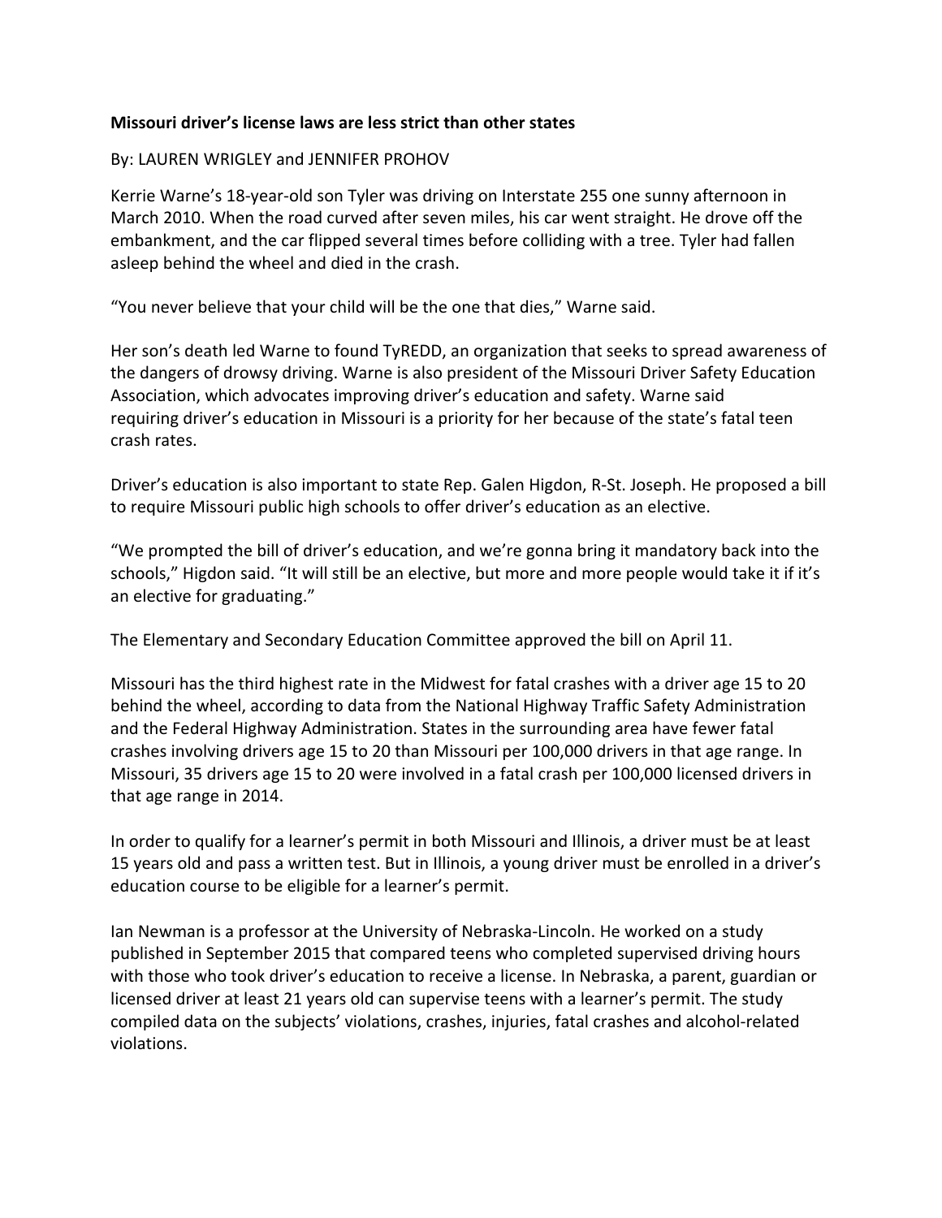**Missouri driver's license laws are less strict than other states**

By: LAUREN WRIGLEY and JENNIFER PROHOV

Kerrie Warne's 18-year-old son Tyler was driving on Interstate 255 one sunny afternoon in March 2010. When the road curved after seven miles, his car went straight. He drove off the embankment, and the car flipped several times before colliding with a tree. Tyler had fallen asleep behind the wheel and died in the crash.

"You never believe that your child will be the one that dies," Warne said.

Her son's death led Warne to found TyREDD, an organization that seeks to spread awareness of the dangers of drowsy driving. Warne is also president of the Missouri Driver Safety Education Association, which advocates improving driver's education and safety. Warne said requiring driver's education in Missouri is a priority for her because of the state's fatal teen crash rates.

Driver's education is also important to state Rep. Galen Higdon, R-St. Joseph. He proposed a bill to require Missouri public high schools to offer driver's education as an elective.

"We prompted the bill of driver's education, and we're gonna bring it mandatory back into the schools," Higdon said. "It will still be an elective, but more and more people would take it if it's an elective for graduating."

The Elementary and Secondary Education Committee approved the bill on April 11.

Missouri has the third highest rate in the Midwest for fatal crashes with a driver age 15 to 20 behind the wheel, according to data from the National Highway Traffic Safety Administration and the Federal Highway Administration. States in the surrounding area have fewer fatal crashes involving drivers age 15 to 20 than Missouri per 100,000 drivers in that age range. In Missouri, 35 drivers age 15 to 20 were involved in a fatal crash per 100,000 licensed drivers in that age range in 2014.

In order to qualify for a learner's permit in both Missouri and Illinois, a driver must be at least 15 years old and pass a written test. But in Illinois, a young driver must be enrolled in a driver's education course to be eligible for a learner's permit.

Ian Newman is a professor at the University of Nebraska-Lincoln. He worked on a study published in September 2015 that compared teens who completed supervised driving hours with those who took driver's education to receive a license. In Nebraska, a parent, guardian or licensed driver at least 21 years old can supervise teens with a learner's permit. The study compiled data on the subjects' violations, crashes, injuries, fatal crashes and alcohol-related violations.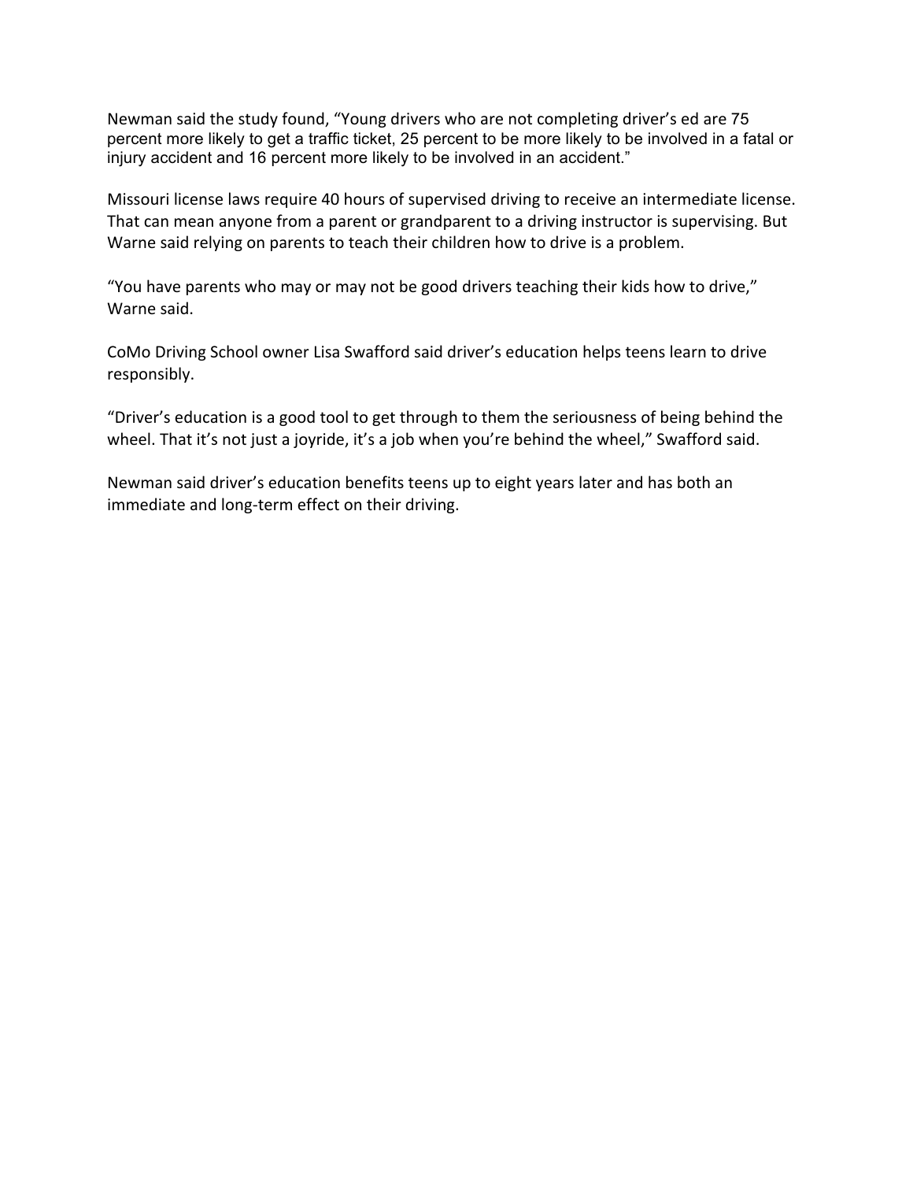Newman said the study found, “Young drivers who are not completing driver’s ed are 75 percent more likely to get a traffic ticket, 25 percent to be more likely to be involved in a fatal or injury accident and 16 percent more likely to be involved in an accident.”

Missouri license laws require 40 hours of supervised driving to receive an intermediate license. That can mean anyone from a parent or grandparent to a driving instructor is supervising. But Warne said relying on parents to teach their children how to drive is a problem.

“You have parents who may or may not be good drivers teaching their kids how to drive,” Warne said.

CoMo Driving School owner Lisa Swafford said driver’s education helps teens learn to drive responsibly.

“Driver’s education is a good tool to get through to them the seriousness of being behind the wheel. That it’s not just a joyride, it’s a job when you’re behind the wheel,” Swafford said.

Newman said driver’s education benefits teens up to eight years later and has both an immediate and long-term effect on their driving.